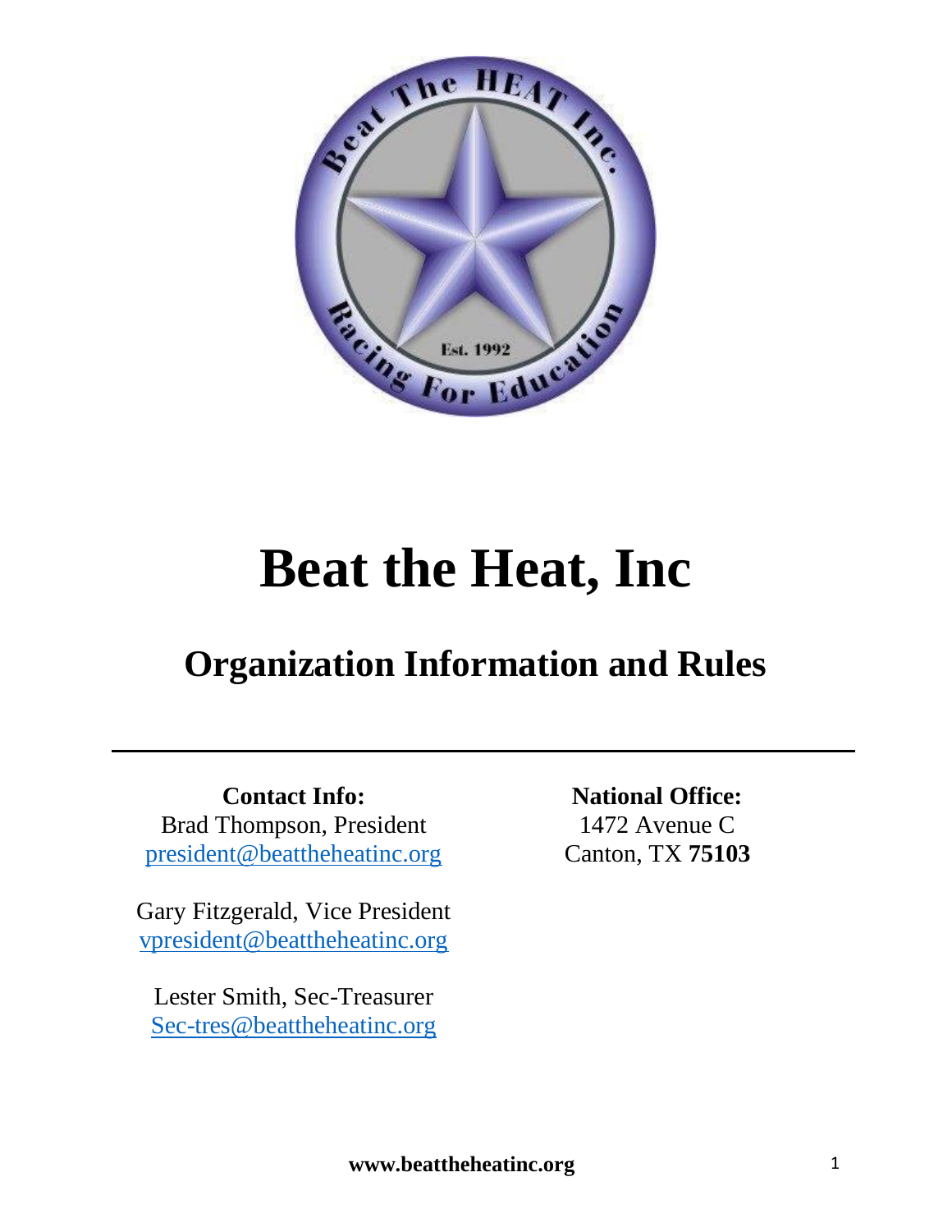# Beat the Heat, Inc

## Organization Information and Rules

---

**Contact Info:**
Brad Thompson, President
president@beattheheatinc.org

Gary Fitzgerald, Vice President
vpresident@beattheheatinc.org

Lester Smith, Sec-Treasurer
Sec-tres@beattheheatinc.org

**National Office:**
1472 Avenue C
Canton, TX **75103**

**www.beattheheatinc.org**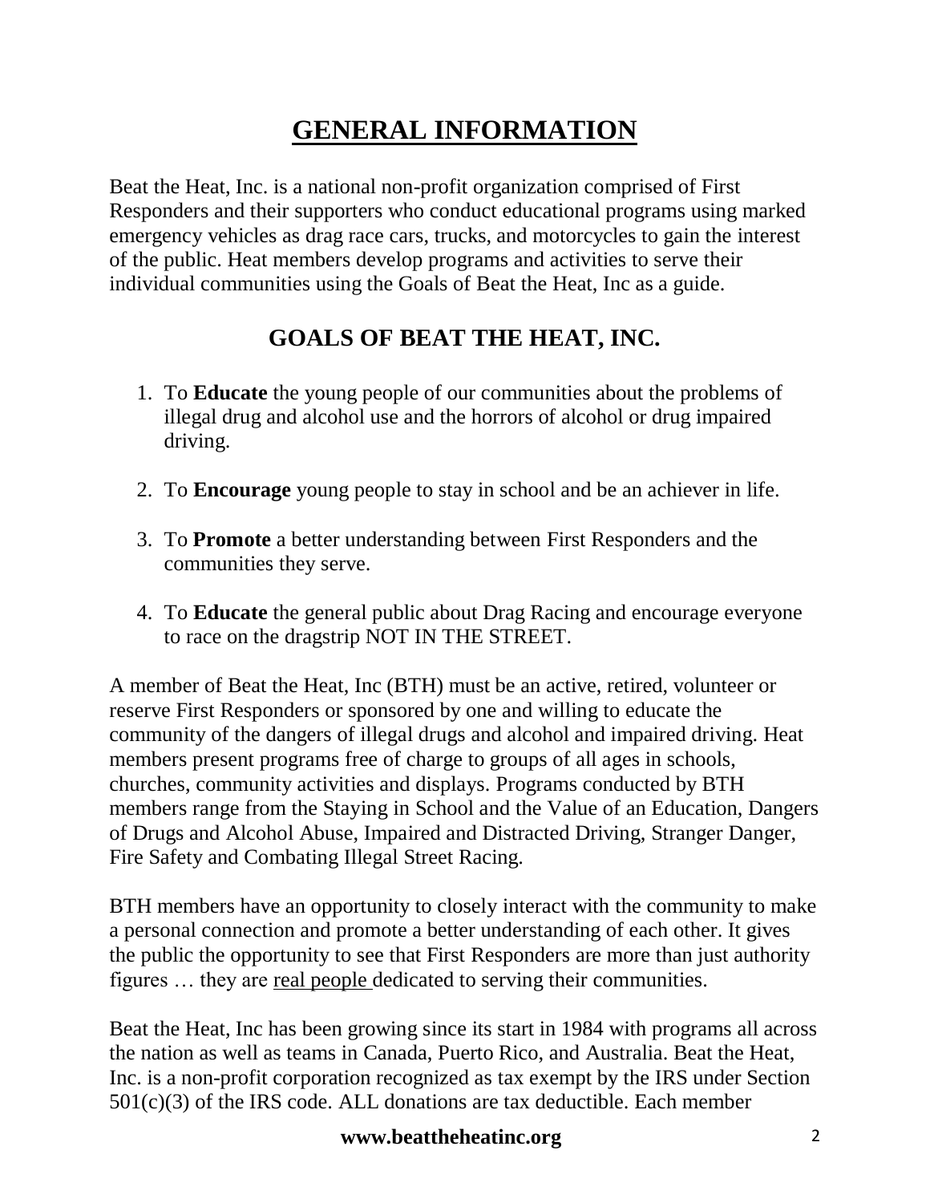# GENERAL INFORMATION

Beat the Heat, Inc. is a national non-profit organization comprised of First Responders and their supporters who conduct educational programs using marked emergency vehicles as drag race cars, trucks, and motorcycles to gain the interest of the public. Heat members develop programs and activities to serve their individual communities using the Goals of Beat the Heat, Inc as a guide.

## GOALS OF BEAT THE HEAT, INC.

1. To **Educate** the young people of our communities about the problems of illegal drug and alcohol use and the horrors of alcohol or drug impaired driving.

2. To **Encourage** young people to stay in school and be an achiever in life.

3. To **Promote** a better understanding between First Responders and the communities they serve.

4. To **Educate** the general public about Drag Racing and encourage everyone to race on the dragstrip NOT IN THE STREET.

A member of Beat the Heat, Inc (BTH) must be an active, retired, volunteer or reserve First Responders or sponsored by one and willing to educate the community of the dangers of illegal drugs and alcohol and impaired driving. Heat members present programs free of charge to groups of all ages in schools, churches, community activities and displays. Programs conducted by BTH members range from the Staying in School and the Value of an Education, Dangers of Drugs and Alcohol Abuse, Impaired and Distracted Driving, Stranger Danger, Fire Safety and Combating Illegal Street Racing.

BTH members have an opportunity to closely interact with the community to make a personal connection and promote a better understanding of each other. It gives the public the opportunity to see that First Responders are more than just authority figures … they are <u>real people</u> dedicated to serving their communities.

Beat the Heat, Inc has been growing since its start in 1984 with programs all across the nation as well as teams in Canada, Puerto Rico, and Australia. Beat the Heat, Inc. is a non-profit corporation recognized as tax exempt by the IRS under Section 501(c)(3) of the IRS code. ALL donations are tax deductible. Each member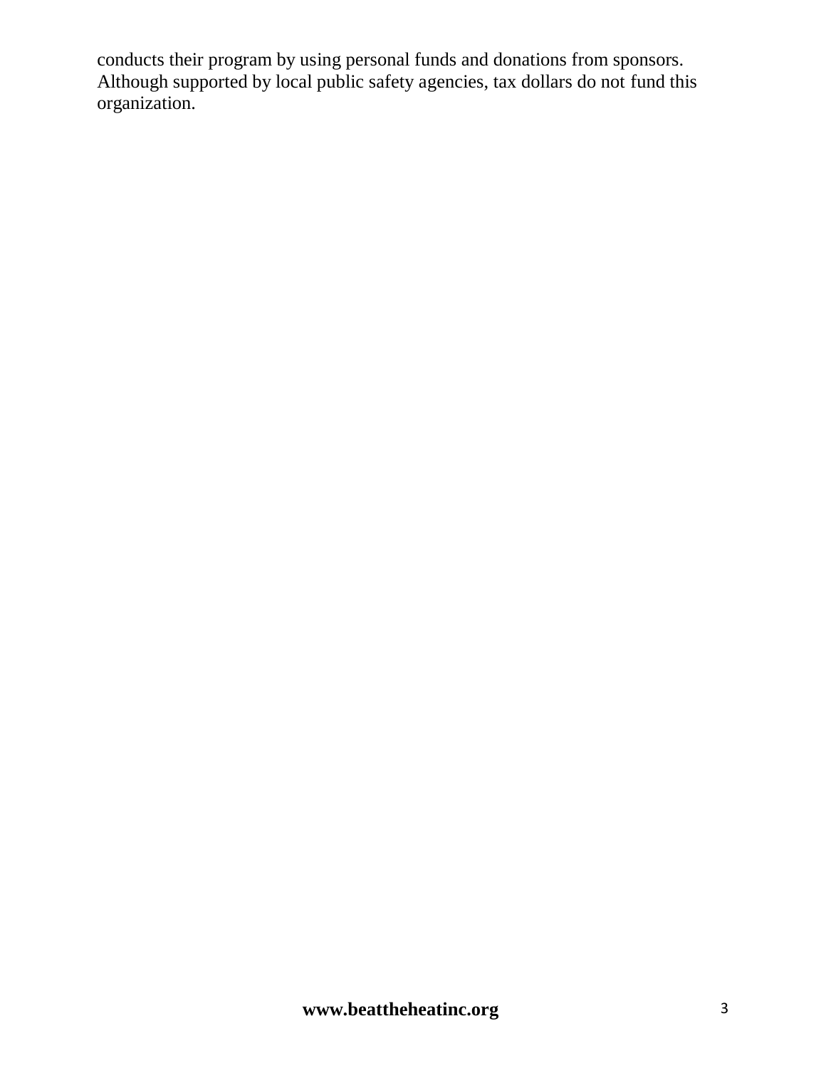conducts their program by using personal funds and donations from sponsors. Although supported by local public safety agencies, tax dollars do not fund this organization.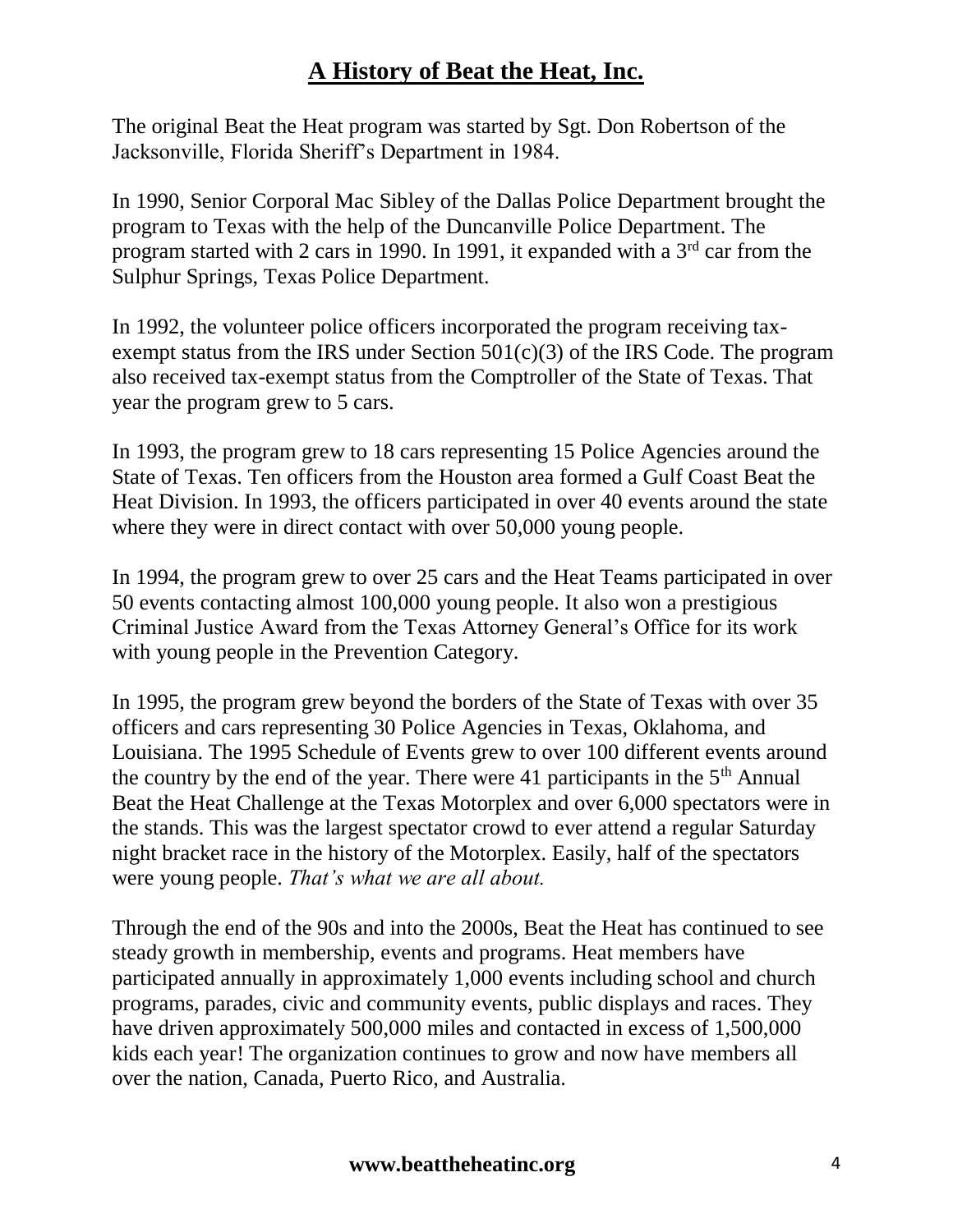# A History of Beat the Heat, Inc.

The original Beat the Heat program was started by Sgt. Don Robertson of the Jacksonville, Florida Sheriff's Department in 1984.

In 1990, Senior Corporal Mac Sibley of the Dallas Police Department brought the program to Texas with the help of the Duncanville Police Department. The program started with 2 cars in 1990. In 1991, it expanded with a 3rd car from the Sulphur Springs, Texas Police Department.

In 1992, the volunteer police officers incorporated the program receiving tax-exempt status from the IRS under Section 501(c)(3) of the IRS Code. The program also received tax-exempt status from the Comptroller of the State of Texas. That year the program grew to 5 cars.

In 1993, the program grew to 18 cars representing 15 Police Agencies around the State of Texas. Ten officers from the Houston area formed a Gulf Coast Beat the Heat Division. In 1993, the officers participated in over 40 events around the state where they were in direct contact with over 50,000 young people.

In 1994, the program grew to over 25 cars and the Heat Teams participated in over 50 events contacting almost 100,000 young people. It also won a prestigious Criminal Justice Award from the Texas Attorney General's Office for its work with young people in the Prevention Category.

In 1995, the program grew beyond the borders of the State of Texas with over 35 officers and cars representing 30 Police Agencies in Texas, Oklahoma, and Louisiana. The 1995 Schedule of Events grew to over 100 different events around the country by the end of the year. There were 41 participants in the 5th Annual Beat the Heat Challenge at the Texas Motorplex and over 6,000 spectators were in the stands. This was the largest spectator crowd to ever attend a regular Saturday night bracket race in the history of the Motorplex. Easily, half of the spectators were young people. *That's what we are all about.*

Through the end of the 90s and into the 2000s, Beat the Heat has continued to see steady growth in membership, events and programs. Heat members have participated annually in approximately 1,000 events including school and church programs, parades, civic and community events, public displays and races. They have driven approximately 500,000 miles and contacted in excess of 1,500,000 kids each year! The organization continues to grow and now have members all over the nation, Canada, Puerto Rico, and Australia.

**www.beattheheatinc.org**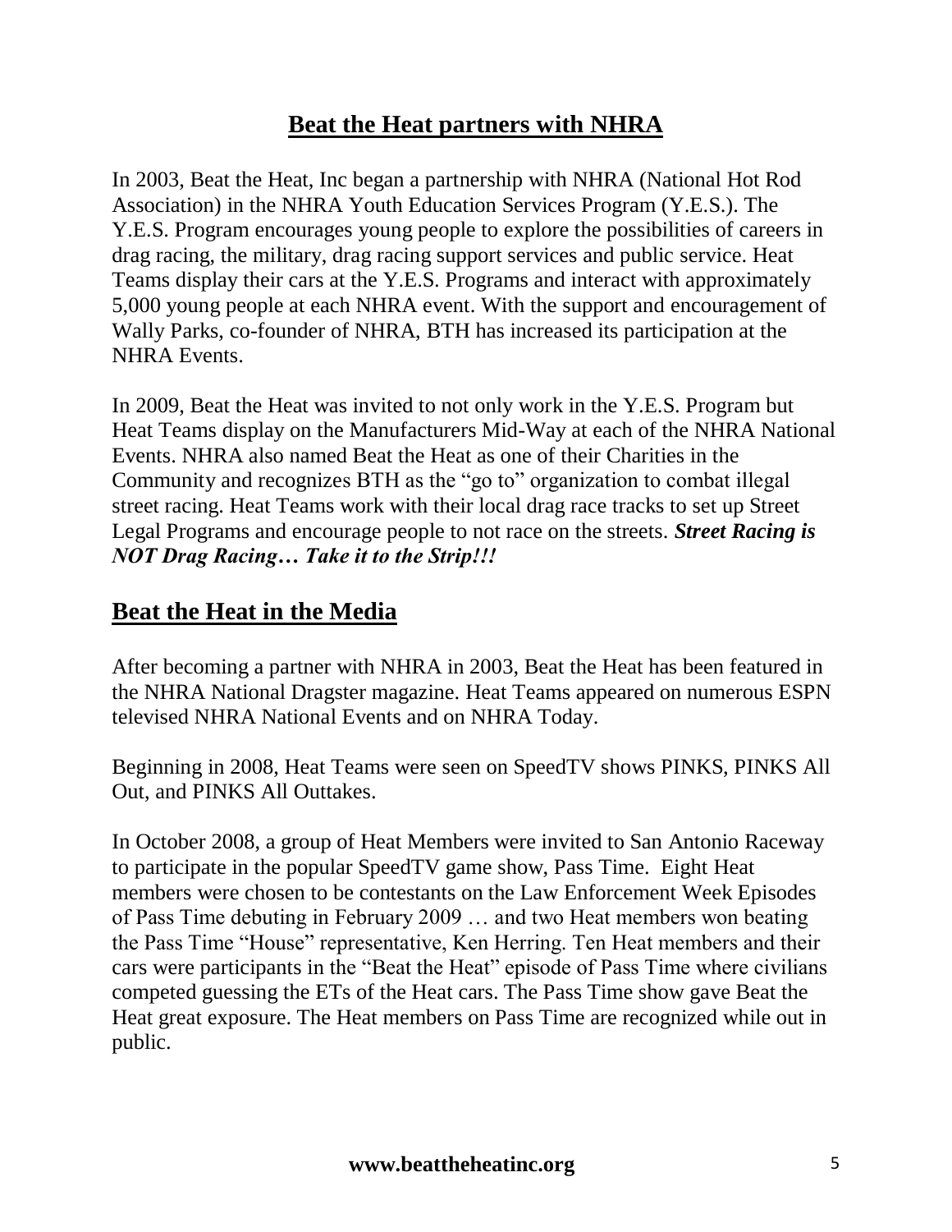## Beat the Heat partners with NHRA

In 2003, Beat the Heat, Inc began a partnership with NHRA (National Hot Rod Association) in the NHRA Youth Education Services Program (Y.E.S.). The Y.E.S. Program encourages young people to explore the possibilities of careers in drag racing, the military, drag racing support services and public service. Heat Teams display their cars at the Y.E.S. Programs and interact with approximately 5,000 young people at each NHRA event. With the support and encouragement of Wally Parks, co-founder of NHRA, BTH has increased its participation at the NHRA Events.

In 2009, Beat the Heat was invited to not only work in the Y.E.S. Program but Heat Teams display on the Manufacturers Mid-Way at each of the NHRA National Events. NHRA also named Beat the Heat as one of their Charities in the Community and recognizes BTH as the "go to" organization to combat illegal street racing. Heat Teams work with their local drag race tracks to set up Street Legal Programs and encourage people to not race on the streets. ***Street Racing is NOT Drag Racing… Take it to the Strip!!!***

## Beat the Heat in the Media

After becoming a partner with NHRA in 2003, Beat the Heat has been featured in the NHRA National Dragster magazine. Heat Teams appeared on numerous ESPN televised NHRA National Events and on NHRA Today.

Beginning in 2008, Heat Teams were seen on SpeedTV shows PINKS, PINKS All Out, and PINKS All Outtakes.

In October 2008, a group of Heat Members were invited to San Antonio Raceway to participate in the popular SpeedTV game show, Pass Time. Eight Heat members were chosen to be contestants on the Law Enforcement Week Episodes of Pass Time debuting in February 2009 … and two Heat members won beating the Pass Time "House" representative, Ken Herring. Ten Heat members and their cars were participants in the "Beat the Heat" episode of Pass Time where civilians competed guessing the ETs of the Heat cars. The Pass Time show gave Beat the Heat great exposure. The Heat members on Pass Time are recognized while out in public.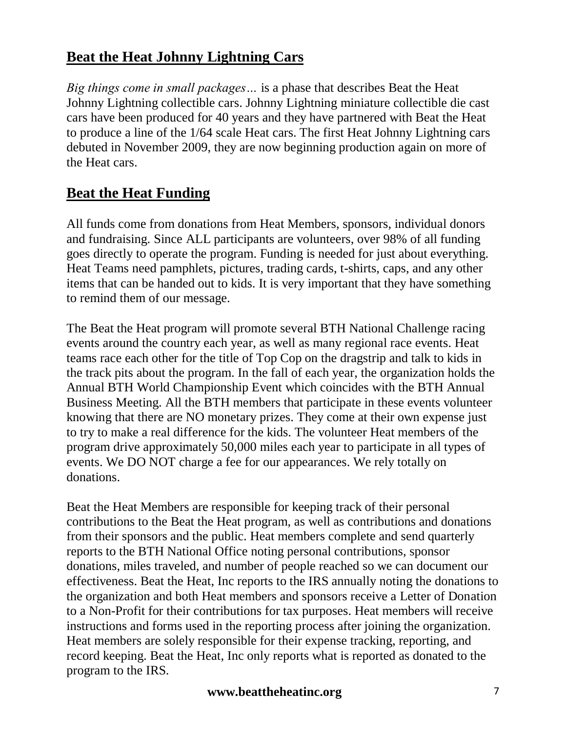## Beat the Heat Johnny Lightning Cars

*Big things come in small packages…* is a phase that describes Beat the Heat Johnny Lightning collectible cars. Johnny Lightning miniature collectible die cast cars have been produced for 40 years and they have partnered with Beat the Heat to produce a line of the 1/64 scale Heat cars. The first Heat Johnny Lightning cars debuted in November 2009, they are now beginning production again on more of the Heat cars.

## Beat the Heat Funding

All funds come from donations from Heat Members, sponsors, individual donors and fundraising. Since ALL participants are volunteers, over 98% of all funding goes directly to operate the program. Funding is needed for just about everything. Heat Teams need pamphlets, pictures, trading cards, t-shirts, caps, and any other items that can be handed out to kids. It is very important that they have something to remind them of our message.

The Beat the Heat program will promote several BTH National Challenge racing events around the country each year, as well as many regional race events. Heat teams race each other for the title of Top Cop on the dragstrip and talk to kids in the track pits about the program. In the fall of each year, the organization holds the Annual BTH World Championship Event which coincides with the BTH Annual Business Meeting. All the BTH members that participate in these events volunteer knowing that there are NO monetary prizes. They come at their own expense just to try to make a real difference for the kids. The volunteer Heat members of the program drive approximately 50,000 miles each year to participate in all types of events. We DO NOT charge a fee for our appearances. We rely totally on donations.

Beat the Heat Members are responsible for keeping track of their personal contributions to the Beat the Heat program, as well as contributions and donations from their sponsors and the public. Heat members complete and send quarterly reports to the BTH National Office noting personal contributions, sponsor donations, miles traveled, and number of people reached so we can document our effectiveness. Beat the Heat, Inc reports to the IRS annually noting the donations to the organization and both Heat members and sponsors receive a Letter of Donation to a Non-Profit for their contributions for tax purposes. Heat members will receive instructions and forms used in the reporting process after joining the organization. Heat members are solely responsible for their expense tracking, reporting, and record keeping. Beat the Heat, Inc only reports what is reported as donated to the program to the IRS.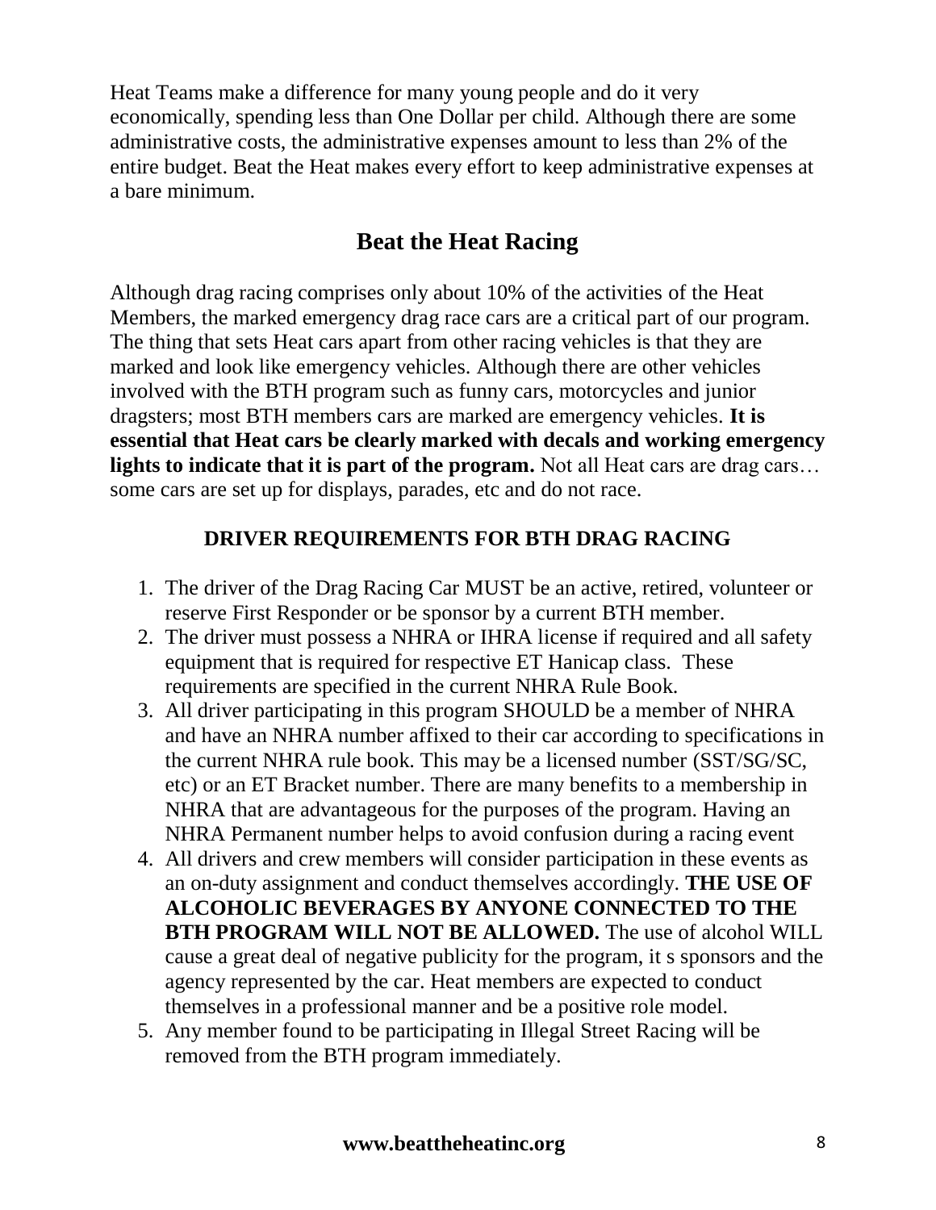Heat Teams make a difference for many young people and do it very economically, spending less than One Dollar per child. Although there are some administrative costs, the administrative expenses amount to less than 2% of the entire budget. Beat the Heat makes every effort to keep administrative expenses at a bare minimum.

## Beat the Heat Racing

Although drag racing comprises only about 10% of the activities of the Heat Members, the marked emergency drag race cars are a critical part of our program. The thing that sets Heat cars apart from other racing vehicles is that they are marked and look like emergency vehicles. Although there are other vehicles involved with the BTH program such as funny cars, motorcycles and junior dragsters; most BTH members cars are marked are emergency vehicles. **It is essential that Heat cars be clearly marked with decals and working emergency lights to indicate that it is part of the program.** Not all Heat cars are drag cars… some cars are set up for displays, parades, etc and do not race.

### DRIVER REQUIREMENTS FOR BTH DRAG RACING

1. The driver of the Drag Racing Car MUST be an active, retired, volunteer or reserve First Responder or be sponsor by a current BTH member.
2. The driver must possess a NHRA or IHRA license if required and all safety equipment that is required for respective ET Hanicap class. These requirements are specified in the current NHRA Rule Book.
3. All driver participating in this program SHOULD be a member of NHRA and have an NHRA number affixed to their car according to specifications in the current NHRA rule book. This may be a licensed number (SST/SG/SC, etc) or an ET Bracket number. There are many benefits to a membership in NHRA that are advantageous for the purposes of the program. Having an NHRA Permanent number helps to avoid confusion during a racing event
4. All drivers and crew members will consider participation in these events as an on-duty assignment and conduct themselves accordingly. **THE USE OF ALCOHOLIC BEVERAGES BY ANYONE CONNECTED TO THE BTH PROGRAM WILL NOT BE ALLOWED.** The use of alcohol WILL cause a great deal of negative publicity for the program, it s sponsors and the agency represented by the car. Heat members are expected to conduct themselves in a professional manner and be a positive role model.
5. Any member found to be participating in Illegal Street Racing will be removed from the BTH program immediately.

**www.beattheheatinc.org**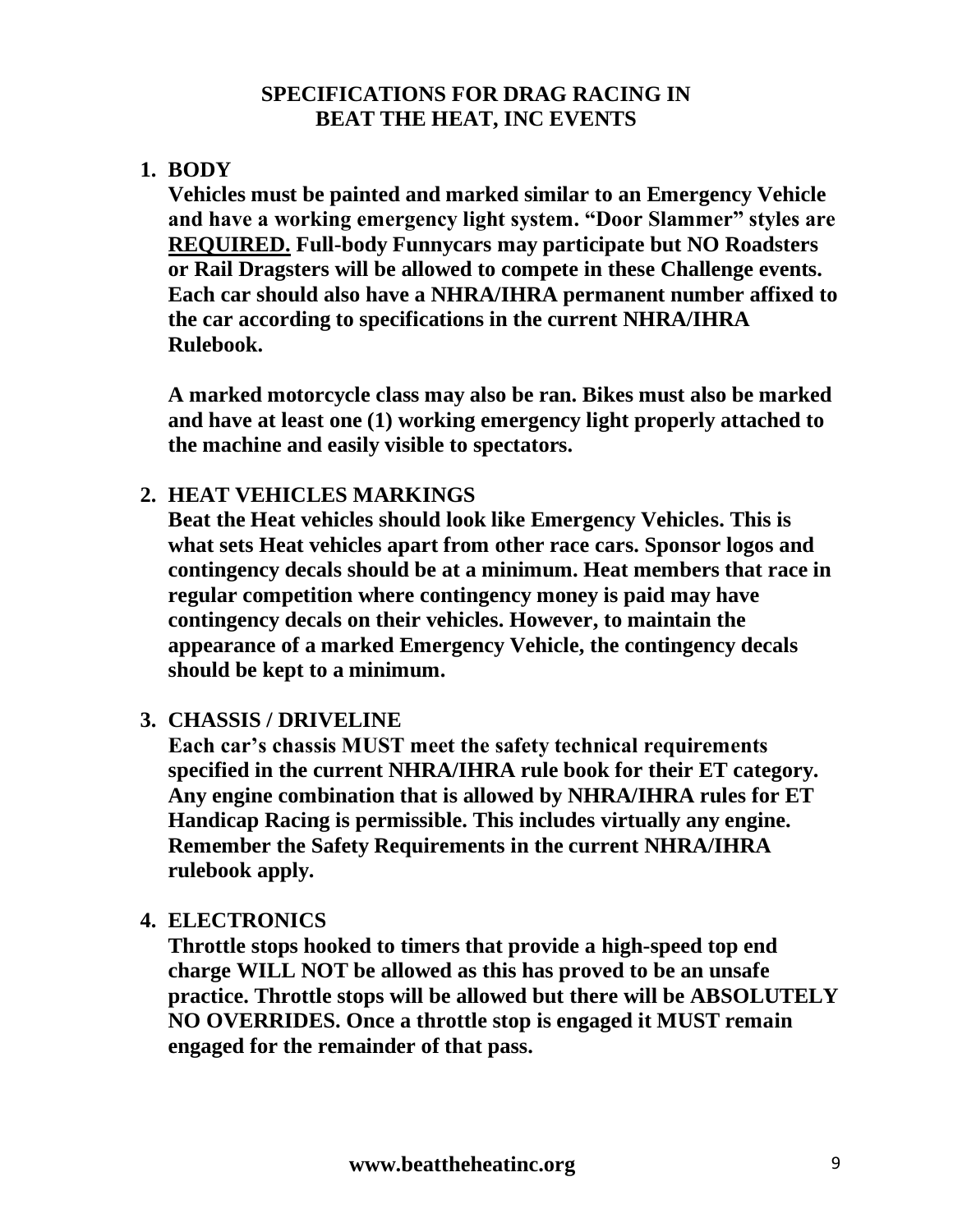# SPECIFICATIONS FOR DRAG RACING IN BEAT THE HEAT, INC EVENTS

1. **BODY**

   **Vehicles must be painted and marked similar to an Emergency Vehicle and have a working emergency light system. "Door Slammer" styles are <u>REQUIRED.</u> Full-body Funnycars may participate but NO Roadsters or Rail Dragsters will be allowed to compete in these Challenge events. Each car should also have a NHRA/IHRA permanent number affixed to the car according to specifications in the current NHRA/IHRA Rulebook.**

   **A marked motorcycle class may also be ran. Bikes must also be marked and have at least one (1) working emergency light properly attached to the machine and easily visible to spectators.**

2. **HEAT VEHICLES MARKINGS**

   **Beat the Heat vehicles should look like Emergency Vehicles. This is what sets Heat vehicles apart from other race cars. Sponsor logos and contingency decals should be at a minimum. Heat members that race in regular competition where contingency money is paid may have contingency decals on their vehicles. However, to maintain the appearance of a marked Emergency Vehicle, the contingency decals should be kept to a minimum.**

3. **CHASSIS / DRIVELINE**

   **Each car's chassis MUST meet the safety technical requirements specified in the current NHRA/IHRA rule book for their ET category. Any engine combination that is allowed by NHRA/IHRA rules for ET Handicap Racing is permissible. This includes virtually any engine. Remember the Safety Requirements in the current NHRA/IHRA rulebook apply.**

4. **ELECTRONICS**

   **Throttle stops hooked to timers that provide a high-speed top end charge WILL NOT be allowed as this has proved to be an unsafe practice. Throttle stops will be allowed but there will be ABSOLUTELY NO OVERRIDES. Once a throttle stop is engaged it MUST remain engaged for the remainder of that pass.**

**www.beattheheatinc.org**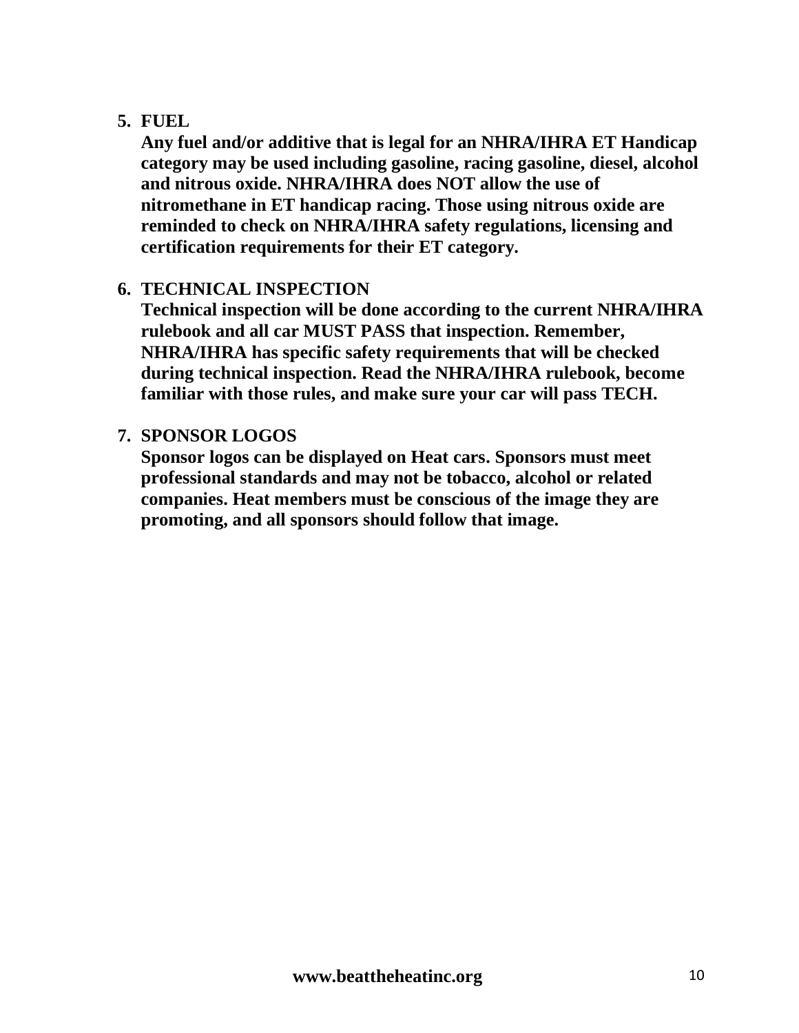5. **FUEL**

   **Any fuel and/or additive that is legal for an NHRA/IHRA ET Handicap category may be used including gasoline, racing gasoline, diesel, alcohol and nitrous oxide. NHRA/IHRA does NOT allow the use of nitromethane in ET handicap racing. Those using nitrous oxide are reminded to check on NHRA/IHRA safety regulations, licensing and certification requirements for their ET category.**

6. **TECHNICAL INSPECTION**

   **Technical inspection will be done according to the current NHRA/IHRA rulebook and all car MUST PASS that inspection. Remember, NHRA/IHRA has specific safety requirements that will be checked during technical inspection. Read the NHRA/IHRA rulebook, become familiar with those rules, and make sure your car will pass TECH.**

7. **SPONSOR LOGOS**

   **Sponsor logos can be displayed on Heat cars. Sponsors must meet professional standards and may not be tobacco, alcohol or related companies. Heat members must be conscious of the image they are promoting, and all sponsors should follow that image.**

**www.beattheheatinc.org**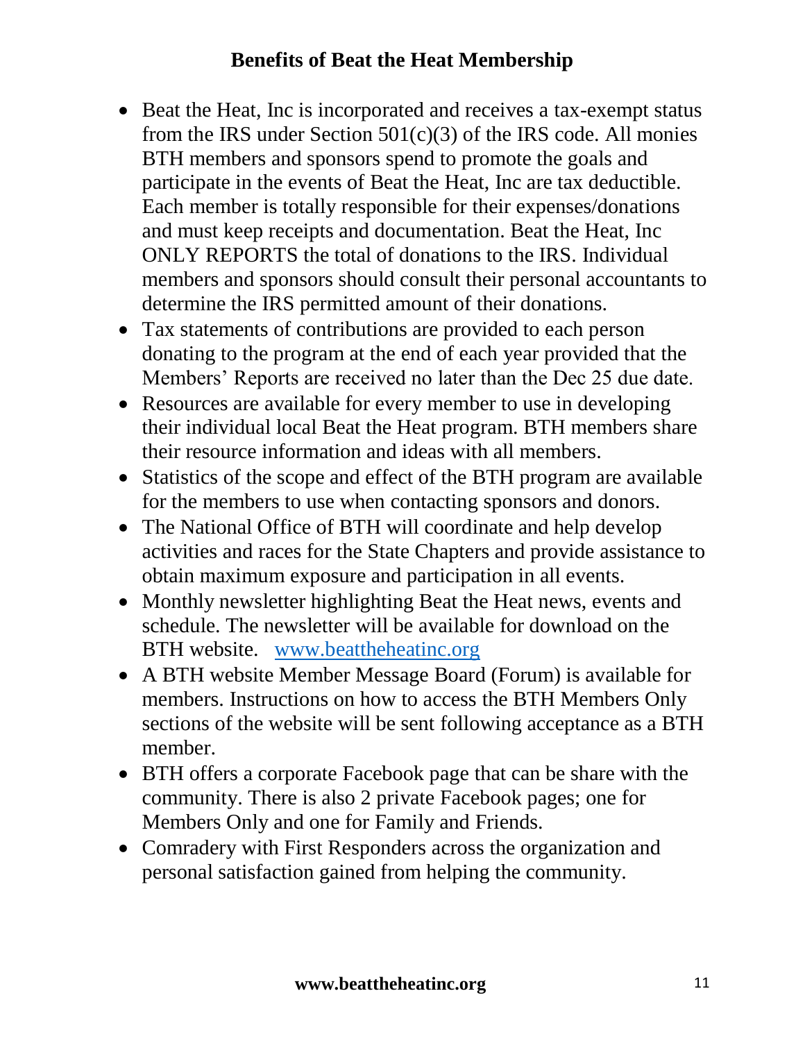# Benefits of Beat the Heat Membership

- Beat the Heat, Inc is incorporated and receives a tax-exempt status from the IRS under Section 501(c)(3) of the IRS code. All monies BTH members and sponsors spend to promote the goals and participate in the events of Beat the Heat, Inc are tax deductible. Each member is totally responsible for their expenses/donations and must keep receipts and documentation. Beat the Heat, Inc ONLY REPORTS the total of donations to the IRS. Individual members and sponsors should consult their personal accountants to determine the IRS permitted amount of their donations.
- Tax statements of contributions are provided to each person donating to the program at the end of each year provided that the Members' Reports are received no later than the Dec 25 due date.
- Resources are available for every member to use in developing their individual local Beat the Heat program. BTH members share their resource information and ideas with all members.
- Statistics of the scope and effect of the BTH program are available for the members to use when contacting sponsors and donors.
- The National Office of BTH will coordinate and help develop activities and races for the State Chapters and provide assistance to obtain maximum exposure and participation in all events.
- Monthly newsletter highlighting Beat the Heat news, events and schedule. The newsletter will be available for download on the BTH website. [www.beattheheatinc.org](http://www.beattheheatinc.org)
- A BTH website Member Message Board (Forum) is available for members. Instructions on how to access the BTH Members Only sections of the website will be sent following acceptance as a BTH member.
- BTH offers a corporate Facebook page that can be share with the community. There is also 2 private Facebook pages; one for Members Only and one for Family and Friends.
- Comradery with First Responders across the organization and personal satisfaction gained from helping the community.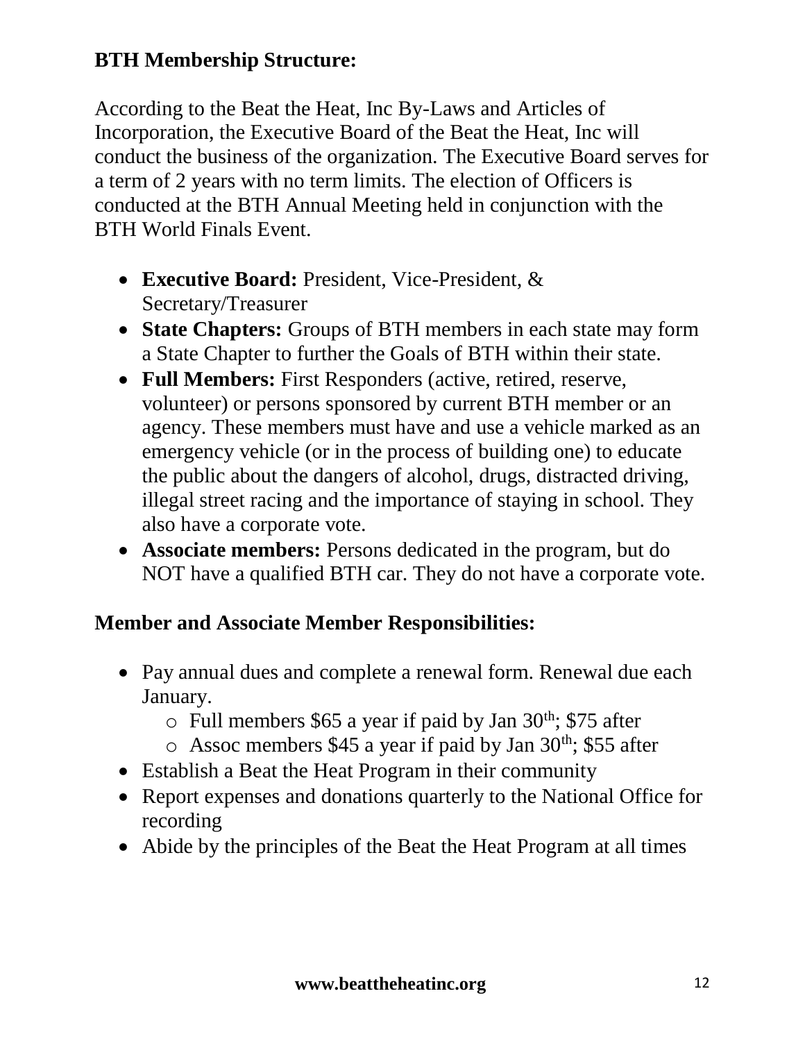## BTH Membership Structure:

According to the Beat the Heat, Inc By-Laws and Articles of Incorporation, the Executive Board of the Beat the Heat, Inc will conduct the business of the organization. The Executive Board serves for a term of 2 years with no term limits. The election of Officers is conducted at the BTH Annual Meeting held in conjunction with the BTH World Finals Event.

- **Executive Board:** President, Vice-President, & Secretary/Treasurer
- **State Chapters:** Groups of BTH members in each state may form a State Chapter to further the Goals of BTH within their state.
- **Full Members:** First Responders (active, retired, reserve, volunteer) or persons sponsored by current BTH member or an agency. These members must have and use a vehicle marked as an emergency vehicle (or in the process of building one) to educate the public about the dangers of alcohol, drugs, distracted driving, illegal street racing and the importance of staying in school. They also have a corporate vote.
- **Associate members:** Persons dedicated in the program, but do NOT have a qualified BTH car. They do not have a corporate vote.

## Member and Associate Member Responsibilities:

- Pay annual dues and complete a renewal form. Renewal due each January.
  - Full members $65 a year if paid by Jan 30th; $75 after
  - Assoc members $45 a year if paid by Jan 30th; $55 after
- Establish a Beat the Heat Program in their community
- Report expenses and donations quarterly to the National Office for recording
- Abide by the principles of the Beat the Heat Program at all times

**www.beattheheatinc.org**